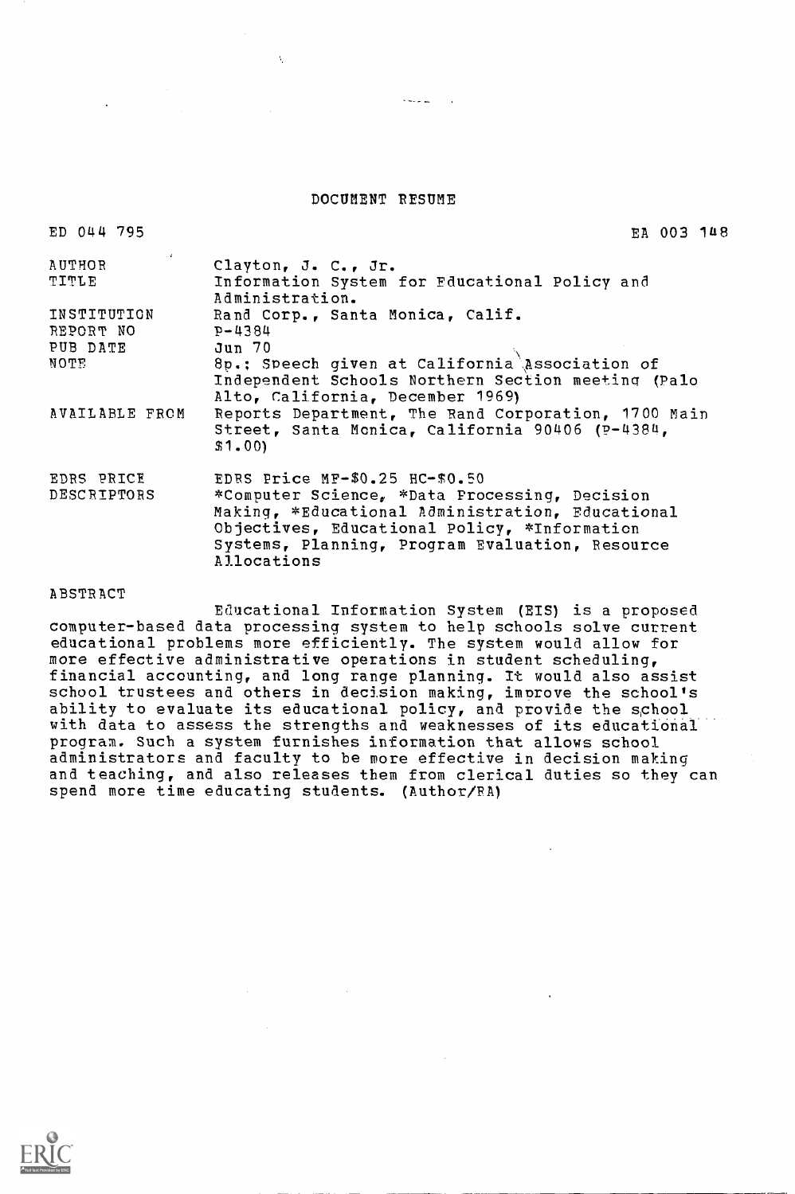# DOCUMENT RESUME

ED 044 795 EA 003 148

| | |
|---|---|
| AUTHOR | Clayton, J. C., Jr. |
| TITLE | Information System for Educational Policy and Administration. |
| INSTITUTION | Rand Corp., Santa Monica, Calif. |
| REPORT NO | P-4384 |
| PUB DATE | Jun 70 |
| NOTE | 8p.; Speech given at California Association of Independent Schools Northern Section meeting (Palo Alto, California, December 1969) |
| AVAILABLE FROM | Reports Department, The Rand Corporation, 1700 Main Street, Santa Monica, California 90406 (P-4384, $1.00) |
| EDRS PRICE | EDRS Price MF-$0.25 HC-$0.50 |
| DESCRIPTORS | *Computer Science, *Data Processing, Decision Making, *Educational Administration, Educational Objectives, Educational Policy, *Information Systems, Planning, Program Evaluation, Resource Allocations |

ABSTRACT

Educational Information System (EIS) is a proposed computer-based data processing system to help schools solve current educational problems more efficiently. The system would allow for more effective administrative operations in student scheduling, financial accounting, and long range planning. It would also assist school trustees and others in decision making, improve the school's ability to evaluate its educational policy, and provide the school with data to assess the strengths and weaknesses of its educational program. Such a system furnishes information that allows school administrators and faculty to be more effective in decision making and teaching, and also releases them from clerical duties so they can spend more time educating students. (Author/RA)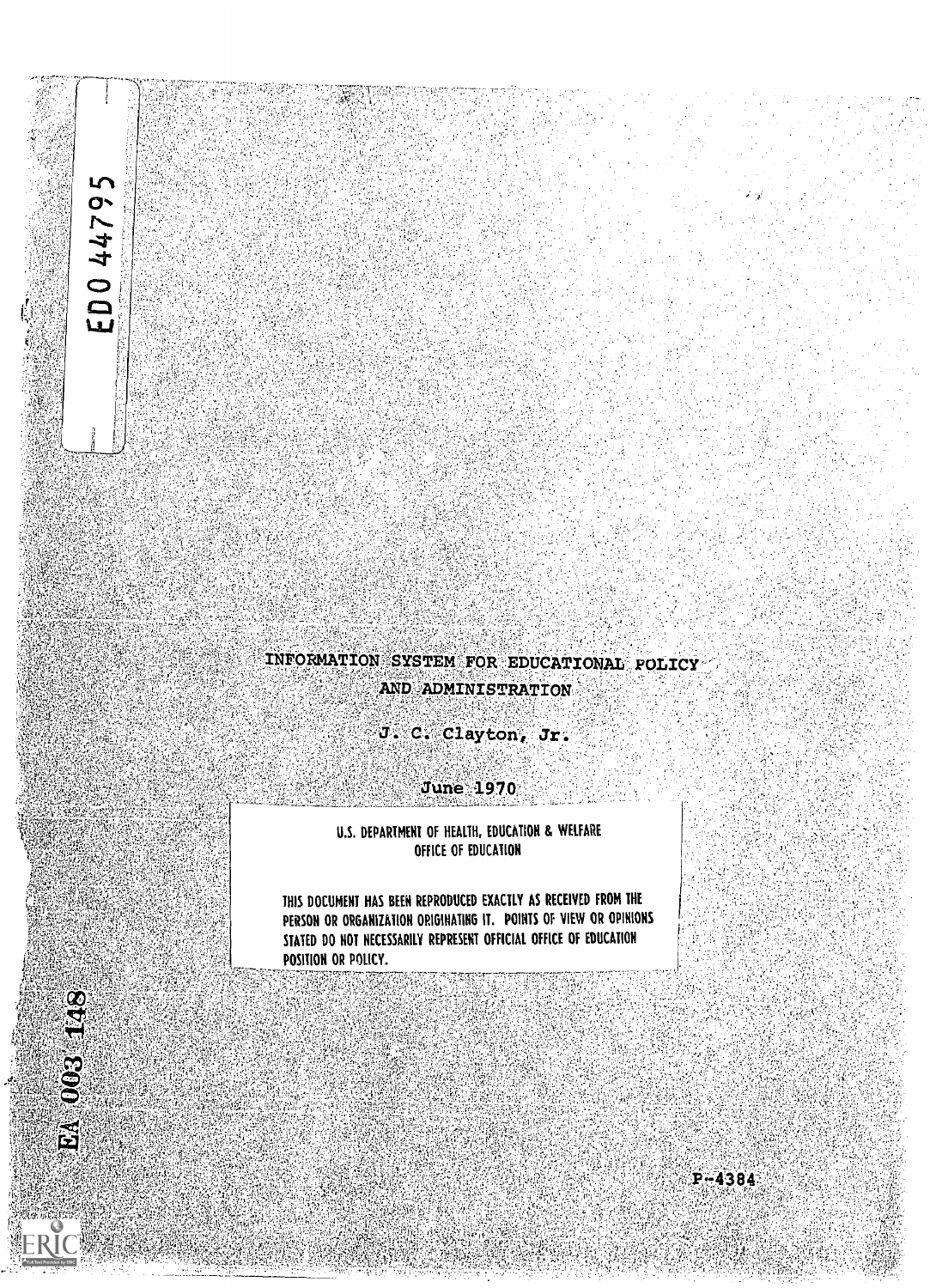ED0 44795

# INFORMATION SYSTEM FOR EDUCATIONAL POLICY AND ADMINISTRATION

J. C. Clayton, Jr.

June 1970

U.S. DEPARTMENT OF HEALTH, EDUCATION & WELFARE
OFFICE OF EDUCATION

THIS DOCUMENT HAS BEEN REPRODUCED EXACTLY AS RECEIVED FROM THE PERSON OR ORGANIZATION ORIGINATING IT. POINTS OF VIEW OR OPINIONS STATED DO NOT NECESSARILY REPRESENT OFFICIAL OFFICE OF EDUCATION POSITION OR POLICY.

EA 003 148

P-4384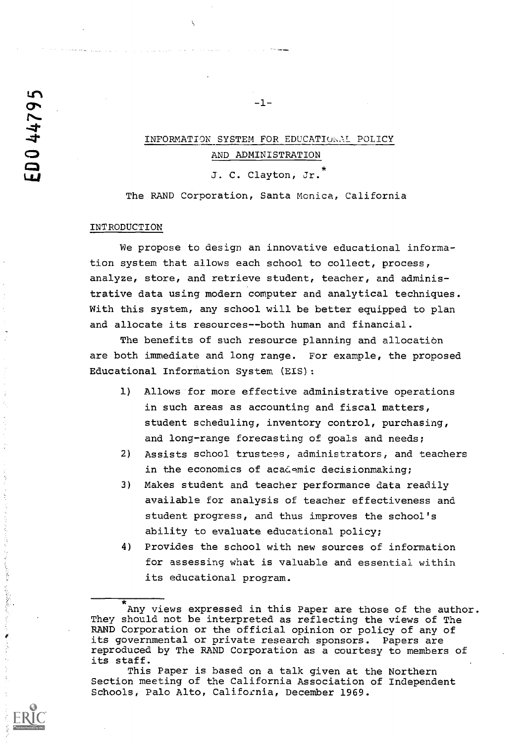# INFORMATION SYSTEM FOR EDUCATIONAL POLICY AND ADMINISTRATION

J. C. Clayton, Jr.*

The RAND Corporation, Santa Monica, California

## INTRODUCTION

We propose to design an innovative educational information system that allows each school to collect, process, analyze, store, and retrieve student, teacher, and administrative data using modern computer and analytical techniques. With this system, any school will be better equipped to plan and allocate its resources--both human and financial.

The benefits of such resource planning and allocation are both immediate and long range. For example, the proposed Educational Information System (EIS):

1) Allows for more effective administrative operations in such areas as accounting and fiscal matters, student scheduling, inventory control, purchasing, and long-range forecasting of goals and needs;
2) Assists school trustees, administrators, and teachers in the economics of academic decisionmaking;
3) Makes student and teacher performance data readily available for analysis of teacher effectiveness and student progress, and thus improves the school's ability to evaluate educational policy;
4) Provides the school with new sources of information for assessing what is valuable and essential within its educational program.

---

*Any views expressed in this Paper are those of the author. They should not be interpreted as reflecting the views of The RAND Corporation or the official opinion or policy of any of its governmental or private research sponsors. Papers are reproduced by The RAND Corporation as a courtesy to members of its staff.

This Paper is based on a talk given at the Northern Section meeting of the California Association of Independent Schools, Palo Alto, California, December 1969.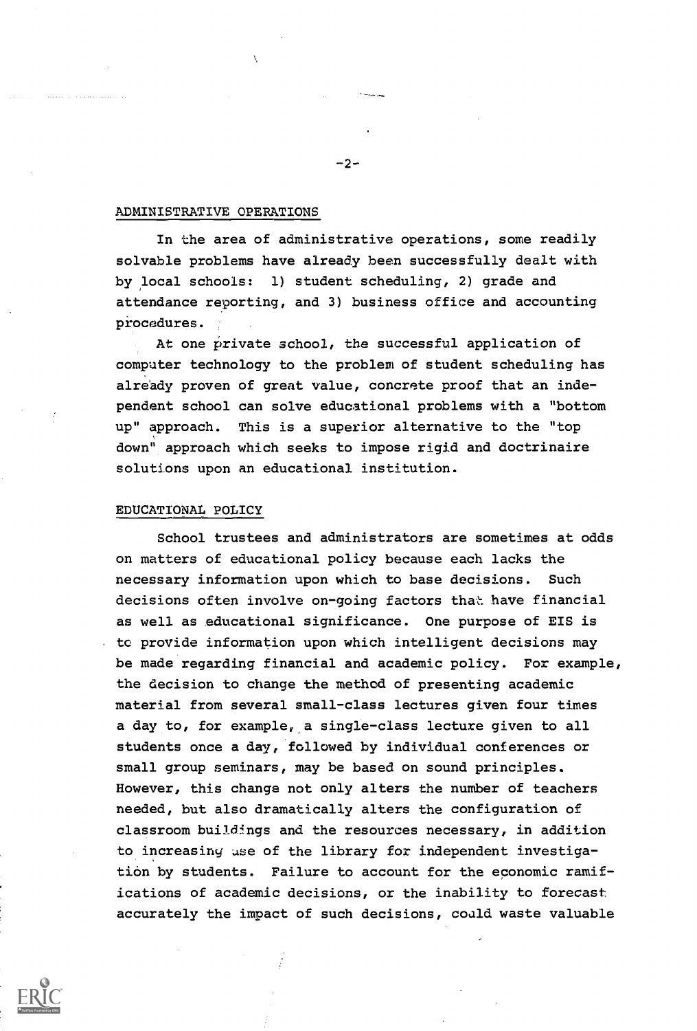## ADMINISTRATIVE OPERATIONS

In the area of administrative operations, some readily solvable problems have already been successfully dealt with by local schools: 1) student scheduling, 2) grade and attendance reporting, and 3) business office and accounting procedures.

At one private school, the successful application of computer technology to the problem of student scheduling has already proven of great value, concrete proof that an independent school can solve educational problems with a "bottom up" approach. This is a superior alternative to the "top down" approach which seeks to impose rigid and doctrinaire solutions upon an educational institution.

## EDUCATIONAL POLICY

School trustees and administrators are sometimes at odds on matters of educational policy because each lacks the necessary information upon which to base decisions. Such decisions often involve on-going factors that have financial as well as educational significance. One purpose of EIS is to provide information upon which intelligent decisions may be made regarding financial and academic policy. For example, the decision to change the method of presenting academic material from several small-class lectures given four times a day to, for example, a single-class lecture given to all students once a day, followed by individual conferences or small group seminars, may be based on sound principles. However, this change not only alters the number of teachers needed, but also dramatically alters the configuration of classroom buildings and the resources necessary, in addition to increasing use of the library for independent investigation by students. Failure to account for the economic ramifications of academic decisions, or the inability to forecast accurately the impact of such decisions, could waste valuable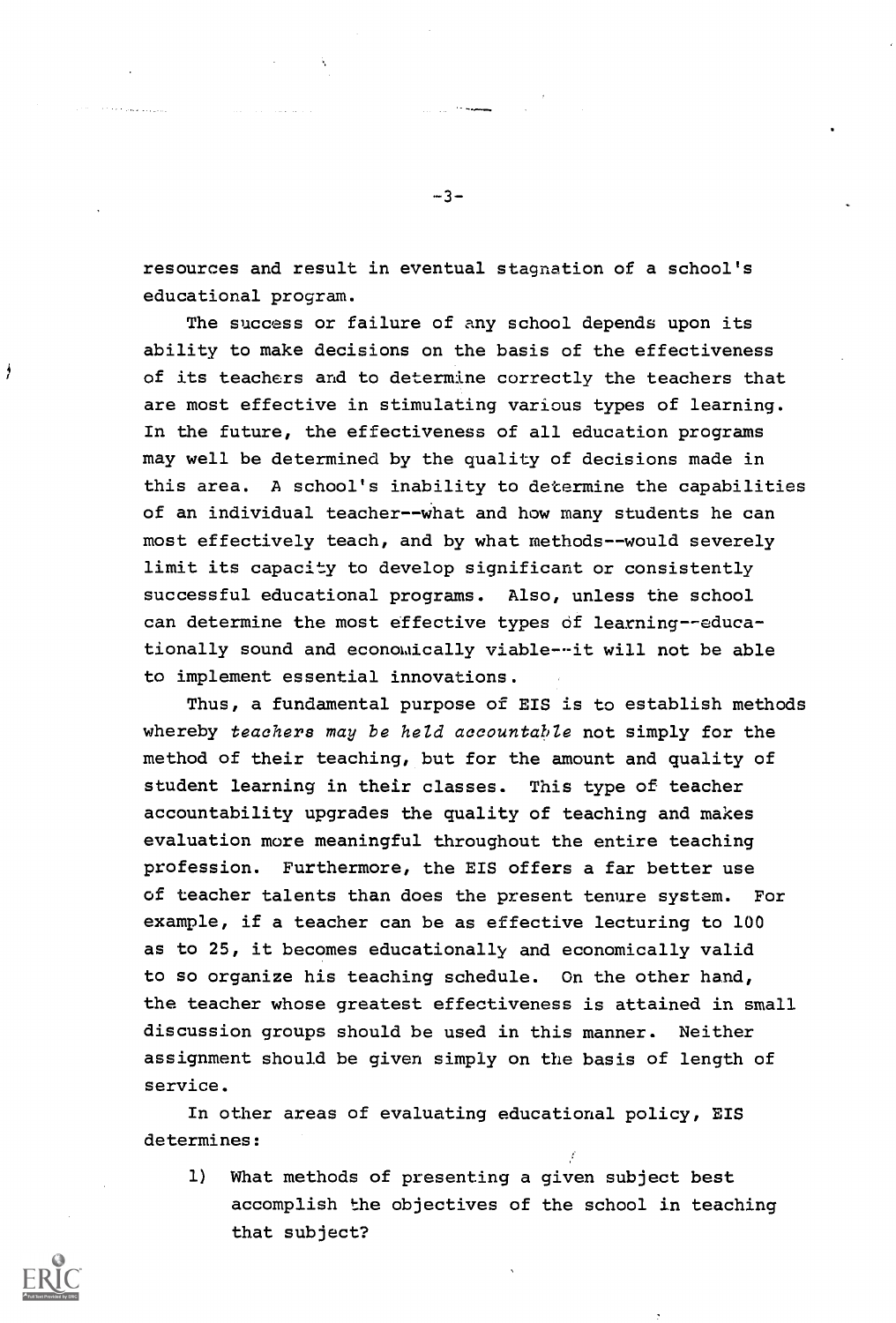resources and result in eventual stagnation of a school's educational program.

The success or failure of any school depends upon its ability to make decisions on the basis of the effectiveness of its teachers and to determine correctly the teachers that are most effective in stimulating various types of learning. In the future, the effectiveness of all education programs may well be determined by the quality of decisions made in this area. A school's inability to determine the capabilities of an individual teacher--what and how many students he can most effectively teach, and by what methods--would severely limit its capacity to develop significant or consistently successful educational programs. Also, unless the school can determine the most effective types of learning--educationally sound and economically viable--it will not be able to implement essential innovations.

Thus, a fundamental purpose of EIS is to establish methods whereby *teachers may be held accountable* not simply for the method of their teaching, but for the amount and quality of student learning in their classes. This type of teacher accountability upgrades the quality of teaching and makes evaluation more meaningful throughout the entire teaching profession. Furthermore, the EIS offers a far better use of teacher talents than does the present tenure system. For example, if a teacher can be as effective lecturing to 100 as to 25, it becomes educationally and economically valid to so organize his teaching schedule. On the other hand, the teacher whose greatest effectiveness is attained in small discussion groups should be used in this manner. Neither assignment should be given simply on the basis of length of service.

In other areas of evaluating educational policy, EIS determines:

1) What methods of presenting a given subject best accomplish the objectives of the school in teaching that subject?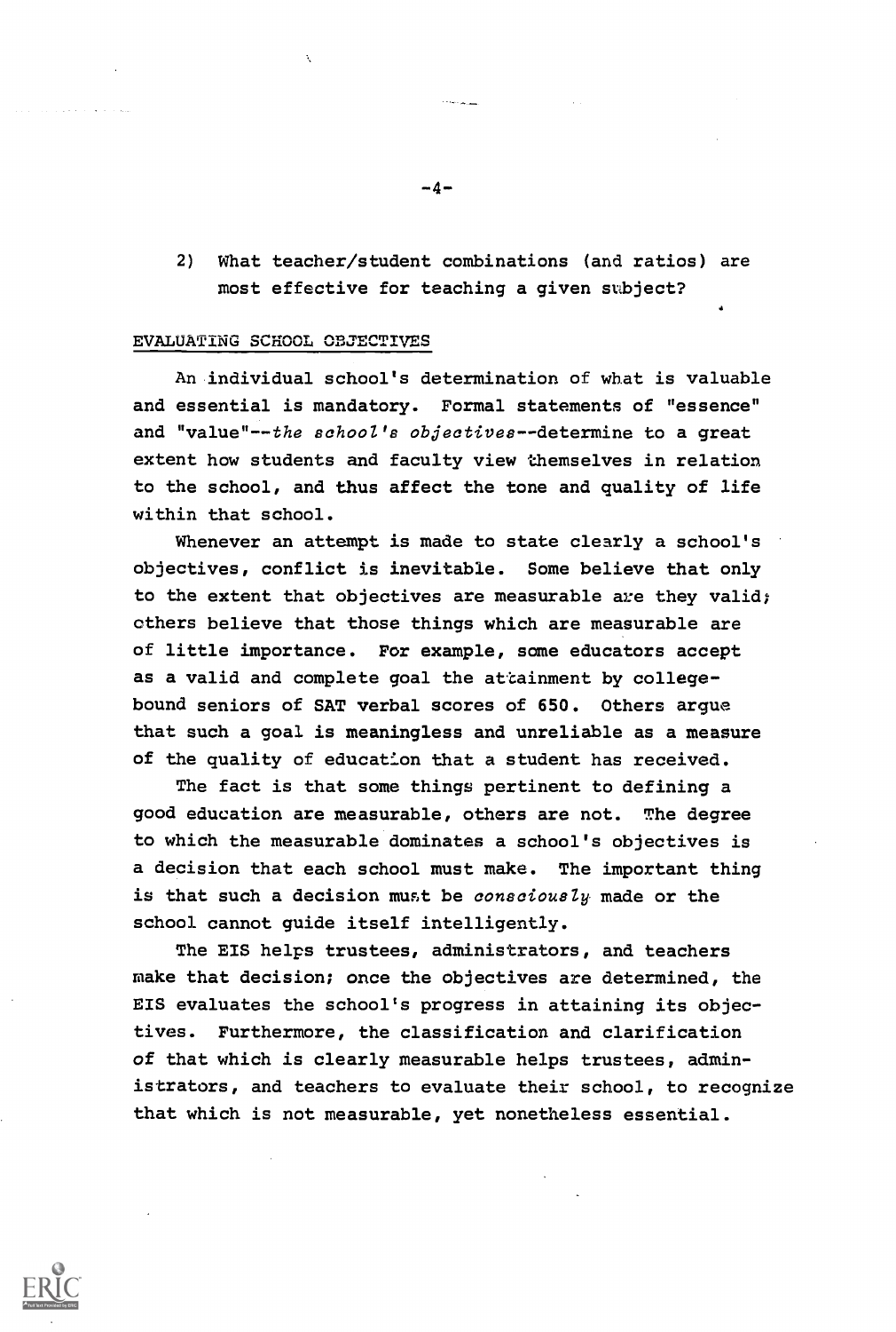2) What teacher/student combinations (and ratios) are most effective for teaching a given subject?

## EVALUATING SCHOOL OBJECTIVES

An individual school's determination of what is valuable and essential is mandatory. Formal statements of "essence" and "value"--*the school's objectives*--determine to a great extent how students and faculty view themselves in relation to the school, and thus affect the tone and quality of life within that school.

Whenever an attempt is made to state clearly a school's objectives, conflict is inevitable. Some believe that only to the extent that objectives are measurable are they valid; others believe that those things which are measurable are of little importance. For example, some educators accept as a valid and complete goal the attainment by college-bound seniors of SAT verbal scores of 650. Others argue that such a goal is meaningless and unreliable as a measure of the quality of education that a student has received.

The fact is that some things pertinent to defining a good education are measurable, others are not. The degree to which the measurable dominates a school's objectives is a decision that each school must make. The important thing is that such a decision must be *consciously* made or the school cannot guide itself intelligently.

The EIS helps trustees, administrators, and teachers make that decision; once the objectives are determined, the EIS evaluates the school's progress in attaining its objectives. Furthermore, the classification and clarification of that which is clearly measurable helps trustees, administrators, and teachers to evaluate their school, to recognize that which is not measurable, yet nonetheless essential.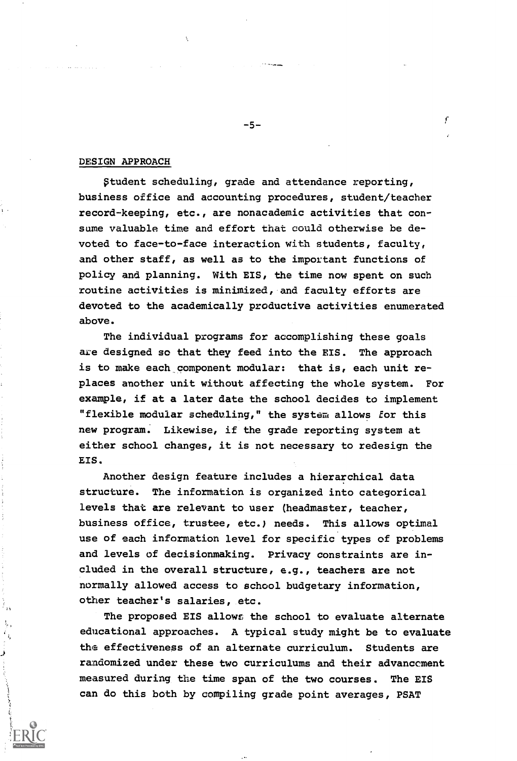## DESIGN APPROACH

Student scheduling, grade and attendance reporting, business office and accounting procedures, student/teacher record-keeping, etc., are nonacademic activities that consume valuable time and effort that could otherwise be devoted to face-to-face interaction with students, faculty, and other staff, as well as to the important functions of policy and planning. With EIS, the time now spent on such routine activities is minimized, and faculty efforts are devoted to the academically productive activities enumerated above.

The individual programs for accomplishing these goals are designed so that they feed into the EIS. The approach is to make each component modular: that is, each unit replaces another unit without affecting the whole system. For example, if at a later date the school decides to implement "flexible modular scheduling," the system allows for this new program. Likewise, if the grade reporting system at either school changes, it is not necessary to redesign the EIS.

Another design feature includes a hierarchical data structure. The information is organized into categorical levels that are relevant to user (headmaster, teacher, business office, trustee, etc.) needs. This allows optimal use of each information level for specific types of problems and levels of decisionmaking. Privacy constraints are included in the overall structure, e.g., teachers are not normally allowed access to school budgetary information, other teacher's salaries, etc.

The proposed EIS allows the school to evaluate alternate educational approaches. A typical study might be to evaluate the effectiveness of an alternate curriculum. Students are randomized under these two curriculums and their advancement measured during the time span of the two courses. The EIS can do this both by compiling grade point averages, PSAT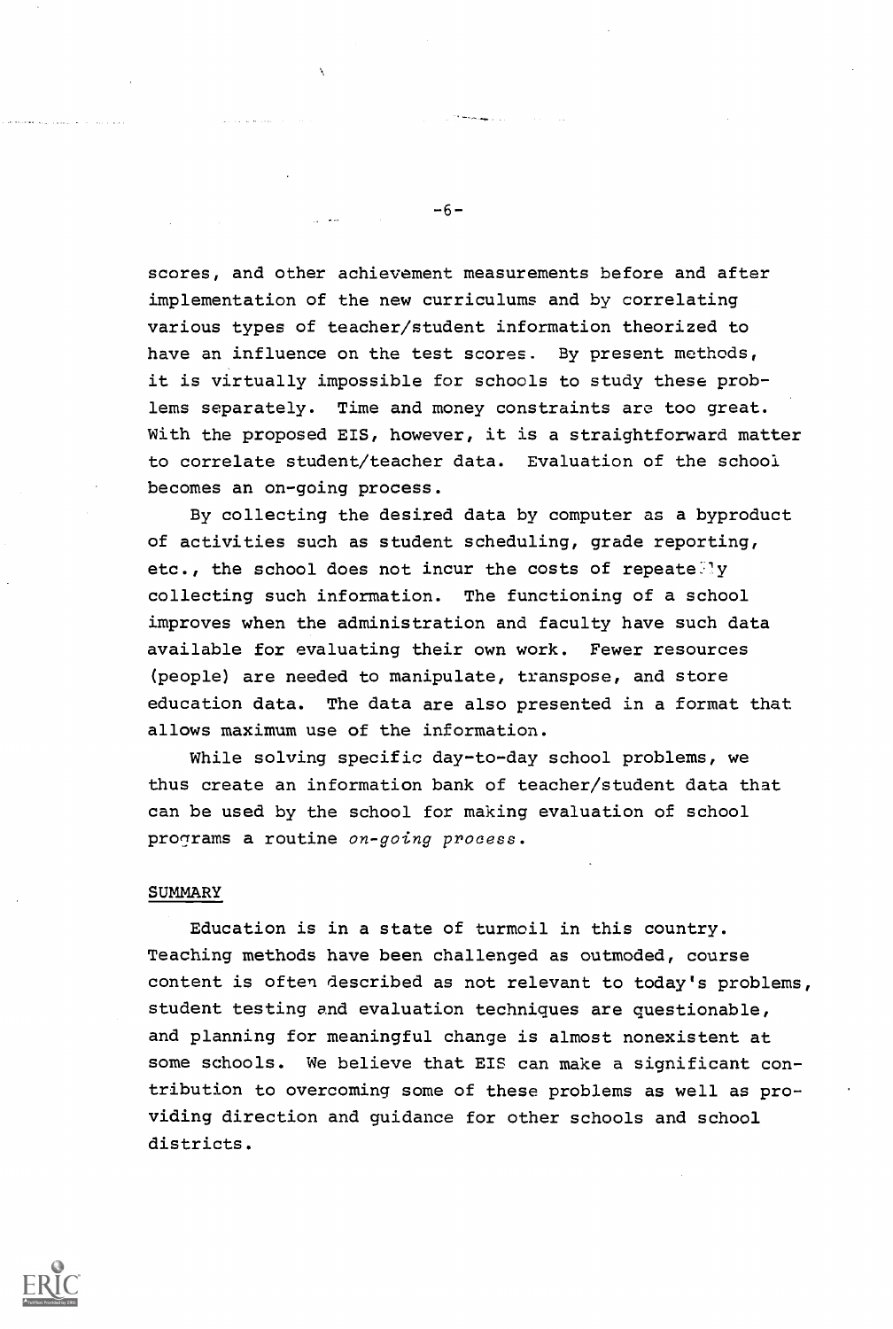scores, and other achievement measurements before and after implementation of the new curriculums and by correlating various types of teacher/student information theorized to have an influence on the test scores. By present methods, it is virtually impossible for schools to study these problems separately. Time and money constraints are too great. With the proposed EIS, however, it is a straightforward matter to correlate student/teacher data. Evaluation of the school becomes an on-going process.

By collecting the desired data by computer as a byproduct of activities such as student scheduling, grade reporting, etc., the school does not incur the costs of repeatedly collecting such information. The functioning of a school improves when the administration and faculty have such data available for evaluating their own work. Fewer resources (people) are needed to manipulate, transpose, and store education data. The data are also presented in a format that allows maximum use of the information.

While solving specific day-to-day school problems, we thus create an information bank of teacher/student data that can be used by the school for making evaluation of school programs a routine *on-going process*.

## SUMMARY

Education is in a state of turmoil in this country. Teaching methods have been challenged as outmoded, course content is often described as not relevant to today's problems, student testing and evaluation techniques are questionable, and planning for meaningful change is almost nonexistent at some schools. We believe that EIS can make a significant contribution to overcoming some of these problems as well as providing direction and guidance for other schools and school districts.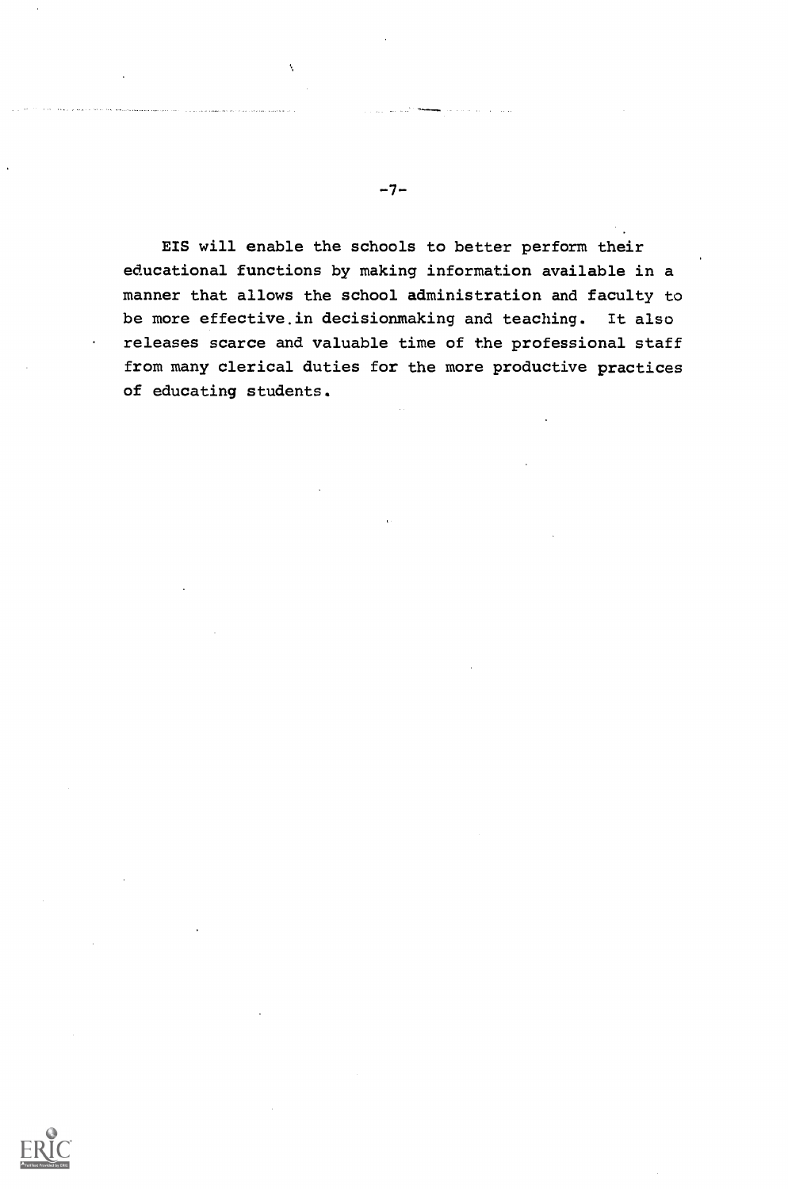EIS will enable the schools to better perform their educational functions by making information available in a manner that allows the school administration and faculty to be more effective in decisionmaking and teaching. It also releases scarce and valuable time of the professional staff from many clerical duties for the more productive practices of educating students.